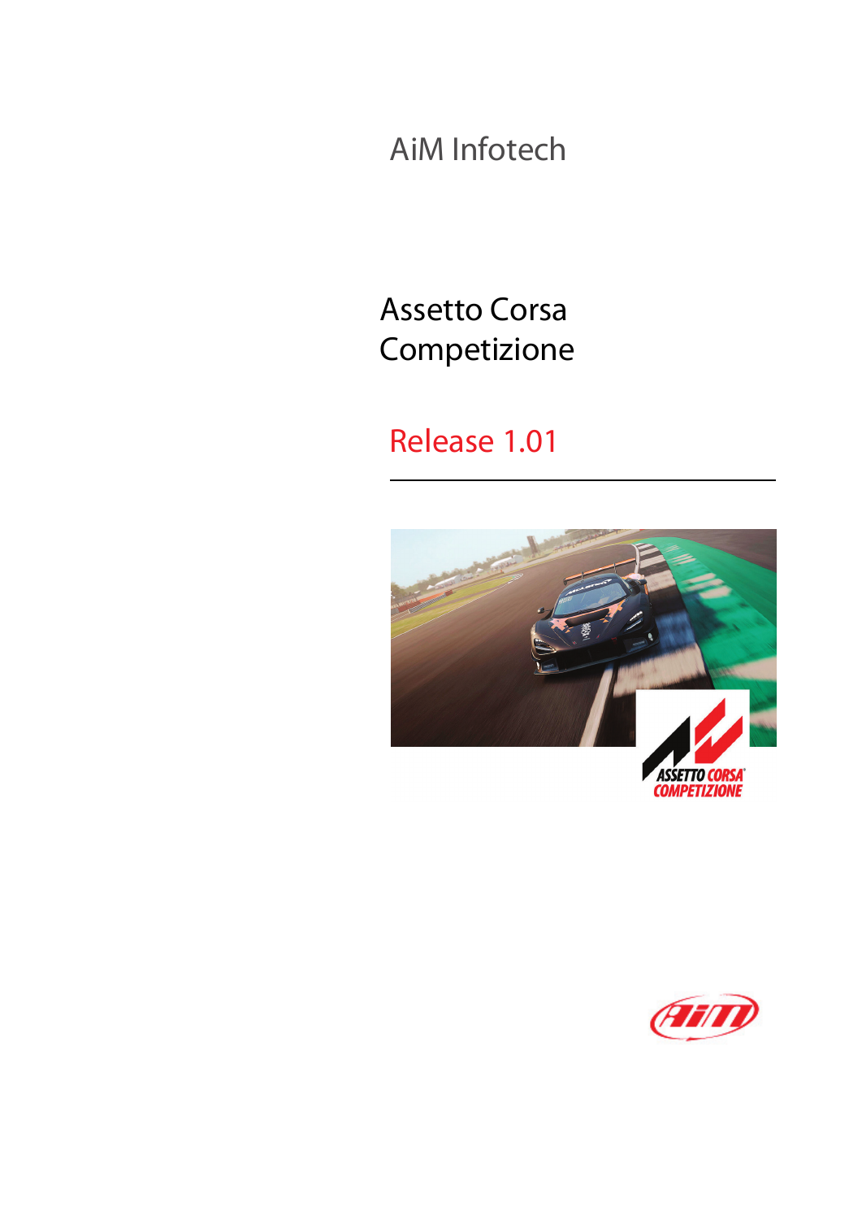AiM Infotech

# Assetto Corsa Competizione

## Release 1.01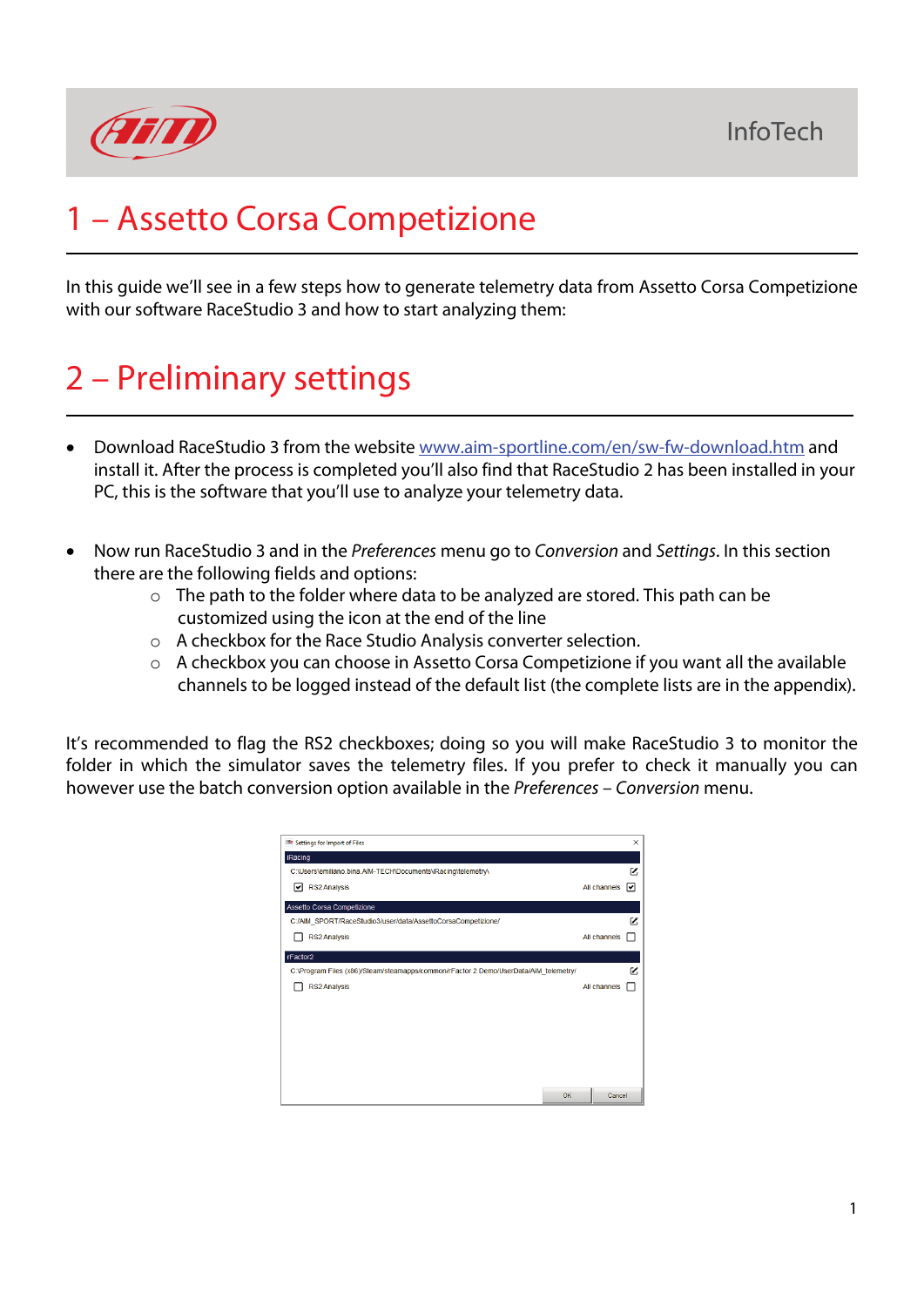# 1 – Assetto Corsa Competizione

In this guide we'll see in a few steps how to generate telemetry data from Assetto Corsa Competizione with our software RaceStudio 3 and how to start analyzing them:

# 2 – Preliminary settings

- Download RaceStudio 3 from the website [www.aim-sportline.com/en/sw-fw-download.htm](www.aim-sportline.com/en/sw-fw-download.htm) and install it. After the process is completed you'll also find that RaceStudio 2 has been installed in your PC, this is the software that you'll use to analyze your telemetry data.

- Now run RaceStudio 3 and in the *Preferences* menu go to *Conversion* and *Settings*. In this section there are the following fields and options:
  - The path to the folder where data to be analyzed are stored. This path can be customized using the icon at the end of the line
  - A checkbox for the Race Studio Analysis converter selection.
  - A checkbox you can choose in Assetto Corsa Competizione if you want all the available channels to be logged instead of the default list (the complete lists are in the appendix).

It's recommended to flag the RS2 checkboxes; doing so you will make RaceStudio 3 to monitor the folder in which the simulator saves the telemetry files. If you prefer to check it manually you can however use the batch conversion option available in the *Preferences – Conversion* menu.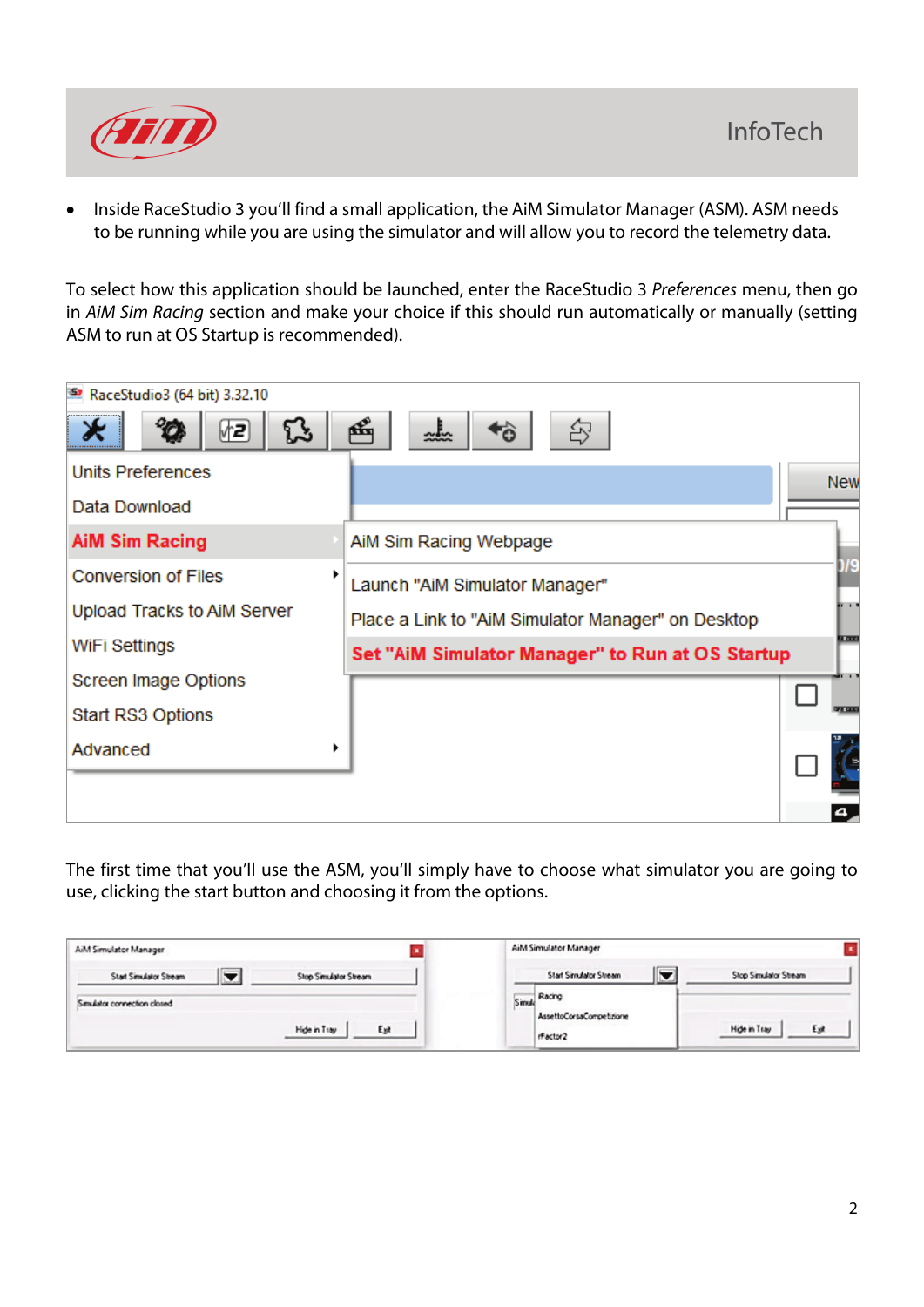- Inside RaceStudio 3 you'll find a small application, the AiM Simulator Manager (ASM). ASM needs to be running while you are using the simulator and will allow you to record the telemetry data.

To select how this application should be launched, enter the RaceStudio 3 *Preferences* menu, then go in *AiM Sim Racing* section and make your choice if this should run automatically or manually (setting ASM to run at OS Startup is recommended).

The first time that you'll use the ASM, you'll simply have to choose what simulator you are going to use, clicking the start button and choosing it from the options.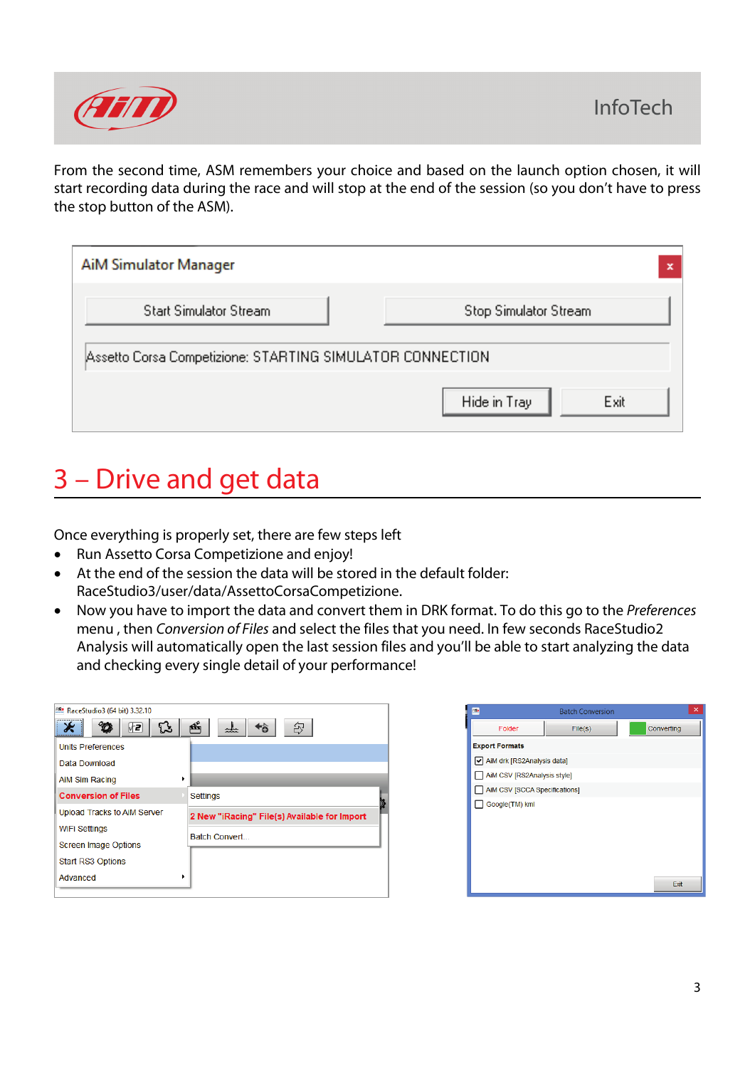From the second time, ASM remembers your choice and based on the launch option chosen, it will start recording data during the race and will stop at the end of the session (so you don't have to press the stop button of the ASM).

## 3 – Drive and get data

Once everything is properly set, there are few steps left

- Run Assetto Corsa Competizione and enjoy!
- At the end of the session the data will be stored in the default folder: RaceStudio3/user/data/AssettoCorsaCompetizione.
- Now you have to import the data and convert them in DRK format. To do this go to the *Preferences* menu , then *Conversion of Files* and select the files that you need. In few seconds RaceStudio2 Analysis will automatically open the last session files and you'll be able to start analyzing the data and checking every single detail of your performance!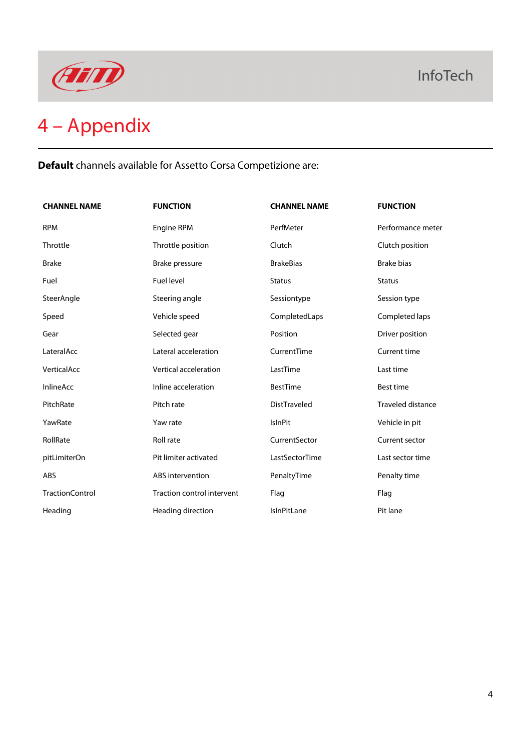# 4 – Appendix

**Default** channels available for Assetto Corsa Competizione are:

| CHANNEL NAME | FUNCTION | CHANNEL NAME | FUNCTION |
| --- | --- | --- | --- |
| RPM | Engine RPM | PerfMeter | Performance meter |
| Throttle | Throttle position | Clutch | Clutch position |
| Brake | Brake pressure | BrakeBias | Brake bias |
| Fuel | Fuel level | Status | Status |
| SteerAngle | Steering angle | Sessiontype | Session type |
| Speed | Vehicle speed | CompletedLaps | Completed laps |
| Gear | Selected gear | Position | Driver position |
| LateralAcc | Lateral acceleration | CurrentTime | Current time |
| VerticalAcc | Vertical acceleration | LastTime | Last time |
| InlineAcc | Inline acceleration | BestTime | Best time |
| PitchRate | Pitch rate | DistTraveled | Traveled distance |
| YawRate | Yaw rate | IsInPit | Vehicle in pit |
| RollRate | Roll rate | CurrentSector | Current sector |
| pitLimiterOn | Pit limiter activated | LastSectorTime | Last sector time |
| ABS | ABS intervention | PenaltyTime | Penalty time |
| TractionControl | Traction control intervent | Flag | Flag |
| Heading | Heading direction | IsInPitLane | Pit lane |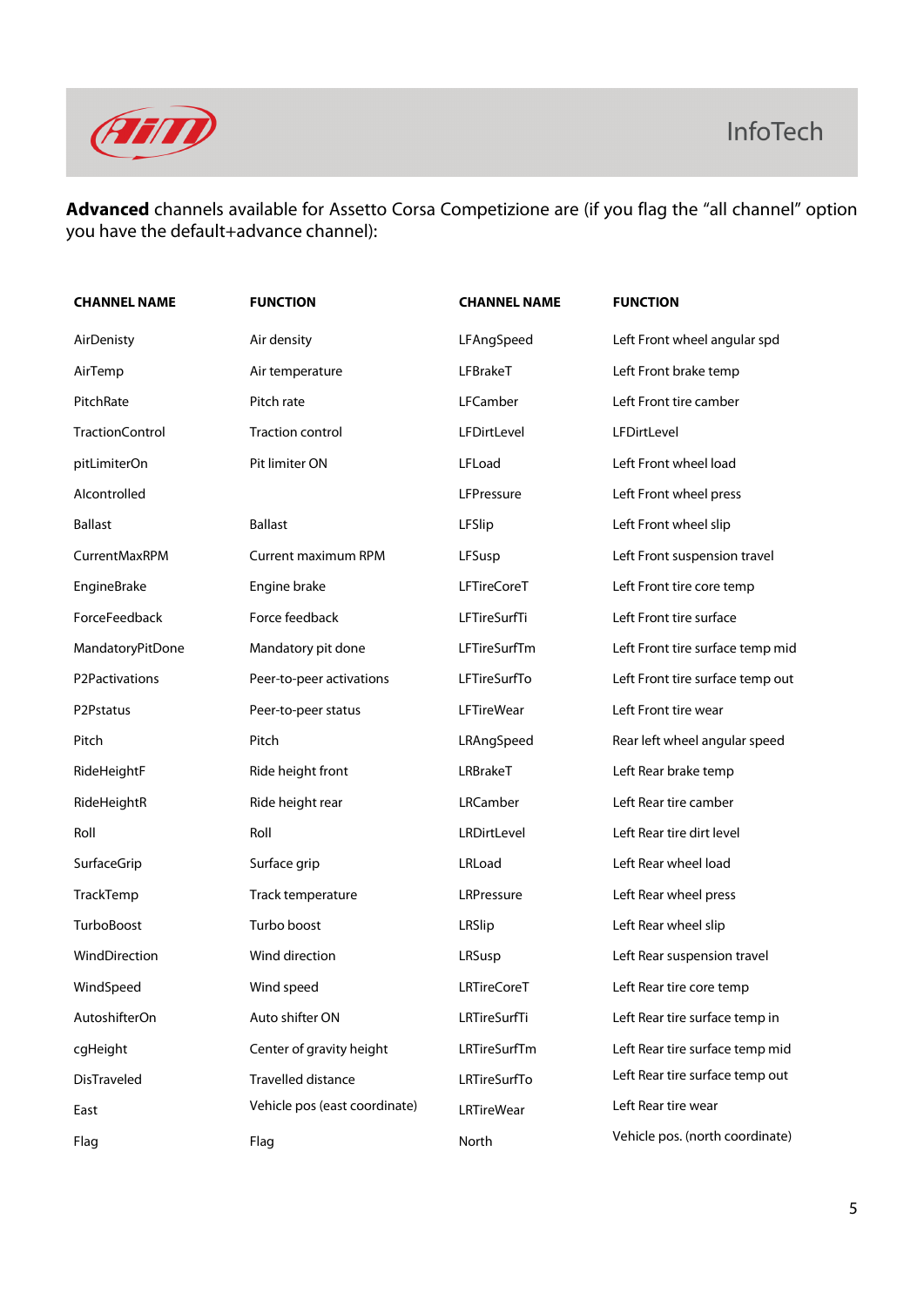**Advanced** channels available for Assetto Corsa Competizione are (if you flag the "all channel" option you have the default+advance channel):

| CHANNEL NAME | FUNCTION | CHANNEL NAME | FUNCTION |
|---|---|---|---|
| AirDenisty | Air density | LFAngSpeed | Left Front wheel angular spd |
| AirTemp | Air temperature | LFBrakeT | Left Front brake temp |
| PitchRate | Pitch rate | LFCamber | Left Front tire camber |
| TractionControl | Traction control | LFDirtLevel | LFDirtLevel |
| pitLimiterOn | Pit limiter ON | LFLoad | Left Front wheel load |
| AIcontrolled | | LFPressure | Left Front wheel press |
| Ballast | Ballast | LFSlip | Left Front wheel slip |
| CurrentMaxRPM | Current maximum RPM | LFSusp | Left Front suspension travel |
| EngineBrake | Engine brake | LFTireCoreT | Left Front tire core temp |
| ForceFeedback | Force feedback | LFTireSurfTi | Left Front tire surface |
| MandatoryPitDone | Mandatory pit done | LFTireSurfTm | Left Front tire surface temp mid |
| P2Pactivations | Peer-to-peer activations | LFTireSurfTo | Left Front tire surface temp out |
| P2Pstatus | Peer-to-peer status | LFTireWear | Left Front tire wear |
| Pitch | Pitch | LRAngSpeed | Rear left wheel angular speed |
| RideHeightF | Ride height front | LRBrakeT | Left Rear brake temp |
| RideHeightR | Ride height rear | LRCamber | Left Rear tire camber |
| Roll | Roll | LRDirtLevel | Left Rear tire dirt level |
| SurfaceGrip | Surface grip | LRLoad | Left Rear wheel load |
| TrackTemp | Track temperature | LRPressure | Left Rear wheel press |
| TurboBoost | Turbo boost | LRSlip | Left Rear wheel slip |
| WindDirection | Wind direction | LRSusp | Left Rear suspension travel |
| WindSpeed | Wind speed | LRTireCoreT | Left Rear tire core temp |
| AutoshifterOn | Auto shifter ON | LRTireSurfTi | Left Rear tire surface temp in |
| cgHeight | Center of gravity height | LRTireSurfTm | Left Rear tire surface temp mid |
| DisTraveled | Travelled distance | LRTireSurfTo | Left Rear tire surface temp out |
| East | Vehicle pos (east coordinate) | LRTireWear | Left Rear tire wear |
| Flag | Flag | North | Vehicle pos. (north coordinate) |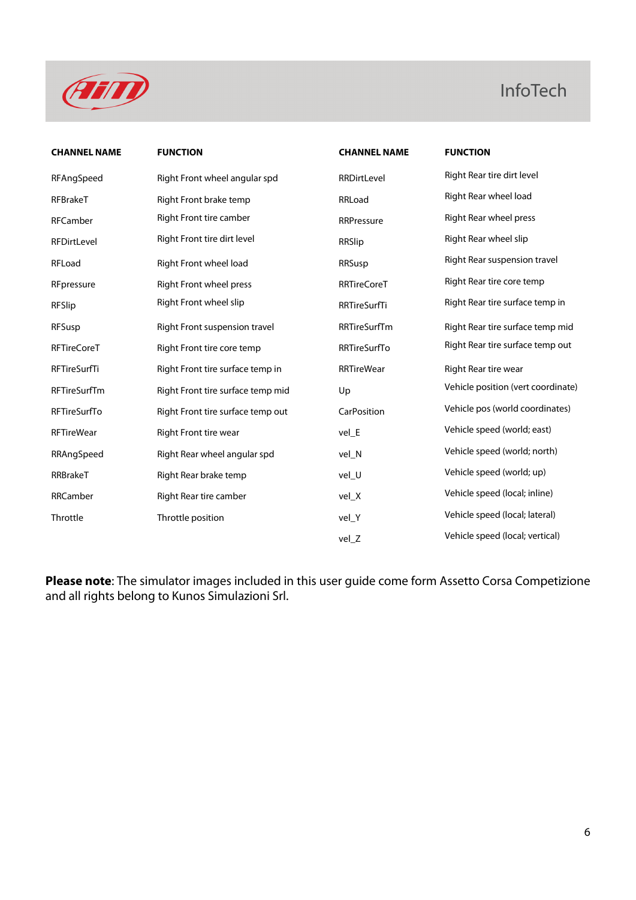| CHANNEL NAME | FUNCTION | CHANNEL NAME | FUNCTION |
|---|---|---|---|
| RFAngSpeed | Right Front wheel angular spd | RRDirtLevel | Right Rear tire dirt level |
| RFBrakeT | Right Front brake temp | RRLoad | Right Rear wheel load |
| RFCamber | Right Front tire camber | RRPressure | Right Rear wheel press |
| RFDirtLevel | Right Front tire dirt level | RRSlip | Right Rear wheel slip |
| RFLoad | Right Front wheel load | RRSusp | Right Rear suspension travel |
| RFpressure | Right Front wheel press | RRTireCoreT | Right Rear tire core temp |
| RFSlip | Right Front wheel slip | RRTireSurfTi | Right Rear tire surface temp in |
| RFSusp | Right Front suspension travel | RRTireSurfTm | Right Rear tire surface temp mid |
| RFTireCoreT | Right Front tire core temp | RRTireSurfTo | Right Rear tire surface temp out |
| RFTireSurfTi | Right Front tire surface temp in | RRTireWear | Right Rear tire wear |
| RFTireSurfTm | Right Front tire surface temp mid | Up | Vehicle position (vert coordinate) |
| RFTireSurfTo | Right Front tire surface temp out | CarPosition | Vehicle pos (world coordinates) |
| RFTireWear | Right Front tire wear | vel_E | Vehicle speed (world; east) |
| RRAngSpeed | Right Rear wheel angular spd | vel_N | Vehicle speed (world; north) |
| RRBrakeT | Right Rear brake temp | vel_U | Vehicle speed (world; up) |
| RRCamber | Right Rear tire camber | vel_X | Vehicle speed (local; inline) |
| Throttle | Throttle position | vel_Y | Vehicle speed (local; lateral) |
| | | vel_Z | Vehicle speed (local; vertical) |

**Please note**: The simulator images included in this user guide come form Assetto Corsa Competizione and all rights belong to Kunos Simulazioni Srl.